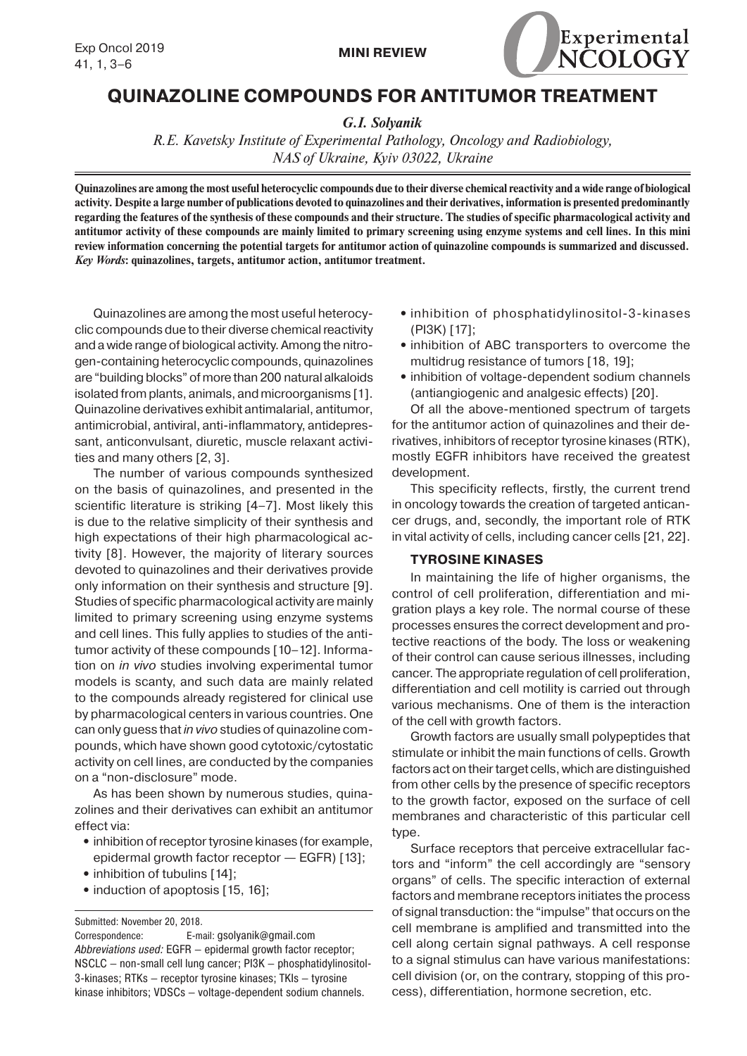MINI REVIEW

# QUINAZOLINE COMPOUNDS FOR ANTITUMOR TREATMENT

*G.I. Solyanik*

*R.E. Kavetsky Institute of Experimental Pathology, Oncology and Radiobiology, NAS of Ukraine, Kyiv 03022, Ukraine*

**Quinazolines are among the most useful heterocyclic compounds due to their diverse chemical reactivity and a wide range of biological activity. Despite a large number of publications devoted to quinazolines and their derivatives, information is presented predominantly regarding the features of the synthesis of these compounds and their structure. The studies of specific pharmacological activity and antitumor activity of these compounds are mainly limited to primary screening using enzyme systems and cell lines. In this mini review information concerning the potential targets for antitumor action of quinazoline compounds is summarized and discussed.**
***Key Words*: quinazolines, targets, antitumor action, antitumor treatment.**

Quinazolines are among the most useful heterocyclic compounds due to their diverse chemical reactivity and a wide range of biological activity. Among the nitrogen-containing heterocyclic compounds, quinazolines are "building blocks" of more than 200 natural alkaloids isolated from plants, animals, and microorganisms [1]. Quinazoline derivatives exhibit antimalarial, antitumor, antimicrobial, antiviral, anti-inflammatory, antidepressant, anticonvulsant, diuretic, muscle relaxant activities and many others [2, 3].

The number of various compounds synthesized on the basis of quinazolines, and presented in the scientific literature is striking [4–7]. Most likely this is due to the relative simplicity of their synthesis and high expectations of their high pharmacological activity [8]. However, the majority of literary sources devoted to quinazolines and their derivatives provide only information on their synthesis and structure [9]. Studies of specific pharmacological activity are mainly limited to primary screening using enzyme systems and cell lines. This fully applies to studies of the antitumor activity of these compounds [10–12]. Information on *in vivo* studies involving experimental tumor models is scanty, and such data are mainly related to the compounds already registered for clinical use by pharmacological centers in various countries. One can only guess that *in vivo* studies of quinazoline compounds, which have shown good cytotoxic/cytostatic activity on cell lines, are conducted by the companies on a "non-disclosure" mode.

As has been shown by numerous studies, quinazolines and their derivatives can exhibit an antitumor effect via:

- inhibition of receptor tyrosine kinases (for example, epidermal growth factor receptor — EGFR) [13];
- inhibition of tubulins [14];
- induction of apoptosis [15, 16];
- inhibition of phosphatidylinositol-3-kinases (PI3K) [17];
- inhibition of ABC transporters to overcome the multidrug resistance of tumors [18, 19];
- inhibition of voltage-dependent sodium channels (antiangiogenic and analgesic effects) [20].

Of all the above-mentioned spectrum of targets for the antitumor action of quinazolines and their derivatives, inhibitors of receptor tyrosine kinases (RTK), mostly EGFR inhibitors have received the greatest development.

This specificity reflects, firstly, the current trend in oncology towards the creation of targeted anticancer drugs, and, secondly, the important role of RTK in vital activity of cells, including cancer cells [21, 22].

## TYROSINE KINASES

In maintaining the life of higher organisms, the control of cell proliferation, differentiation and migration plays a key role. The normal course of these processes ensures the correct development and protective reactions of the body. The loss or weakening of their control can cause serious illnesses, including cancer. The appropriate regulation of cell proliferation, differentiation and cell motility is carried out through various mechanisms. One of them is the interaction of the cell with growth factors.

Growth factors are usually small polypeptides that stimulate or inhibit the main functions of cells. Growth factors act on their target cells, which are distinguished from other cells by the presence of specific receptors to the growth factor, exposed on the surface of cell membranes and characteristic of this particular cell type.

Surface receptors that perceive extracellular factors and "inform" the cell accordingly are "sensory organs" of cells. The specific interaction of external factors and membrane receptors initiates the process of signal transduction: the "impulse" that occurs on the cell membrane is amplified and transmitted into the cell along certain signal pathways. A cell response to a signal stimulus can have various manifestations: cell division (or, on the contrary, stopping of this process), differentiation, hormone secretion, etc.

Submitted: November 20, 2018.
Correspondence: E-mail: gsolyanik@gmail.com
*Abbreviations used:* EGFR – epidermal growth factor receptor; NSCLC – non-small cell lung cancer; PI3K – phosphatidylinositol-3-kinases; RTKs – receptor tyrosine kinases; TKIs – tyrosine kinase inhibitors; VDSCs – voltage-dependent sodium channels.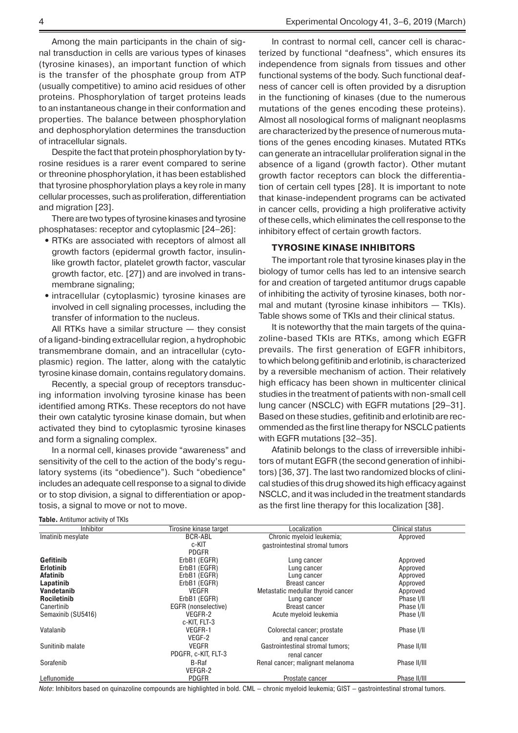Among the main participants in the chain of signal transduction in cells are various types of kinases (tyrosine kinases), an important function of which is the transfer of the phosphate group from ATP (usually competitive) to amino acid residues of other proteins. Phosphorylation of target proteins leads to an instantaneous change in their conformation and properties. The balance between phosphorylation and dephosphorylation determines the transduction of intracellular signals.

Despite the fact that protein phosphorylation by tyrosine residues is a rarer event compared to serine or threonine phosphorylation, it has been established that tyrosine phosphorylation plays a key role in many cellular processes, such as proliferation, differentiation and migration [23].

There are two types of tyrosine kinases and tyrosine phosphatases: receptor and cytoplasmic [24–26]:

- RTKs are associated with receptors of almost all growth factors (epidermal growth factor, insulin-like growth factor, platelet growth factor, vascular growth factor, etc. [27]) and are involved in transmembrane signaling;
- intracellular (cytoplasmic) tyrosine kinases are involved in cell signaling processes, including the transfer of information to the nucleus.

All RTKs have a similar structure — they consist of a ligand-binding extracellular region, a hydrophobic transmembrane domain, and an intracellular (cytoplasmic) region. The latter, along with the catalytic tyrosine kinase domain, contains regulatory domains.

Recently, a special group of receptors transducing information involving tyrosine kinase has been identified among RTKs. These receptors do not have their own catalytic tyrosine kinase domain, but when activated they bind to cytoplasmic tyrosine kinases and form a signaling complex.

In a normal cell, kinases provide "awareness" and sensitivity of the cell to the action of the body's regulatory systems (its "obedience"). Such "obedience" includes an adequate cell response to a signal to divide or to stop division, a signal to differentiation or apoptosis, a signal to move or not to move.

In contrast to normal cell, cancer cell is characterized by functional "deafness", which ensures its independence from signals from tissues and other functional systems of the body. Such functional deafness of cancer cell is often provided by a disruption in the functioning of kinases (due to the numerous mutations of the genes encoding these proteins). Almost all nosological forms of malignant neoplasms are characterized by the presence of numerous mutations of the genes encoding kinases. Mutated RTKs can generate an intracellular proliferation signal in the absence of a ligand (growth factor). Other mutant growth factor receptors can block the differentiation of certain cell types [28]. It is important to note that kinase-independent programs can be activated in cancer cells, providing a high proliferative activity of these cells, which eliminates the cell response to the inhibitory effect of certain growth factors.

## TYROSINE KINASE INHIBITORS

The important role that tyrosine kinases play in the biology of tumor cells has led to an intensive search for and creation of targeted antitumor drugs capable of inhibiting the activity of tyrosine kinases, both normal and mutant (tyrosine kinase inhibitors — TKIs). Table shows some of TKIs and their clinical status.

It is noteworthy that the main targets of the quinazoline-based TKIs are RTKs, among which EGFR prevails. The first generation of EGFR inhibitors, to which belong gefitinib and erlotinib, is characterized by a reversible mechanism of action. Their relatively high efficacy has been shown in multicenter clinical studies in the treatment of patients with non-small cell lung cancer (NSCLC) with EGFR mutations [29–31]. Based on these studies, gefitinib and erlotinib are recommended as the first line therapy for NSCLC patients with EGFR mutations [32–35].

Afatinib belongs to the class of irreversible inhibitors of mutant EGFR (the second generation of inhibitors) [36, 37]. The last two randomized blocks of clinical studies of this drug showed its high efficacy against NSCLC, and it was included in the treatment standards as the first line therapy for this localization [38].

**Table.** Antitumor activity of TKIs

| Inhibitor | Tyrosine kinase target | Localization | Clinical status |
|---|---|---|---|
| Imatinib mesylate | BCR-ABL<br>c-KIT<br>PDGFR | Chronic myeloid leukemia;<br>gastrointestinal stromal tumors | Approved |
| **Gefitinib** | ErbB1 (EGFR) | Lung cancer | Approved |
| **Erlotinib** | ErbB1 (EGFR) | Lung cancer | Approved |
| **Afatinib** | ErbB1 (EGFR) | Lung cancer | Approved |
| **Lapatinib** | ErbB1 (EGFR) | Breast cancer | Approved |
| **Vandetanib** | VEGFR | Metastatic medullar thyroid cancer | Approved |
| **Rociletinib** | ErbB1 (EGFR) | Lung cancer | Phase I/II |
| Canertinib | EGFR (nonselective) | Breast cancer | Phase I/II |
| Semaxinib (SU5416) | VEGFR-2<br>c-KIT, FLT-3 | Acute myeloid leukemia | Phase I/II |
| Vatalanib | VEGFR-1<br>VEGF-2 | Colorectal cancer; prostate<br>and renal cancer | Phase I/II |
| Sunitinib malate | VEGFR<br>PDGFR, c-KIT, FLT-3 | Gastrointestinal stromal tumors;<br>renal cancer | Phase II/III |
| Sorafenib | B-Raf<br>VEFGR-2 | Renal cancer; malignant melanoma | Phase II/III |
| Leflunomide | PDGFR | Prostate cancer | Phase II/III |

*Note*: Inhibitors based on quinazoline compounds are highlighted in bold. CML – chronic myeloid leukemia; GIST – gastrointestinal stromal tumors.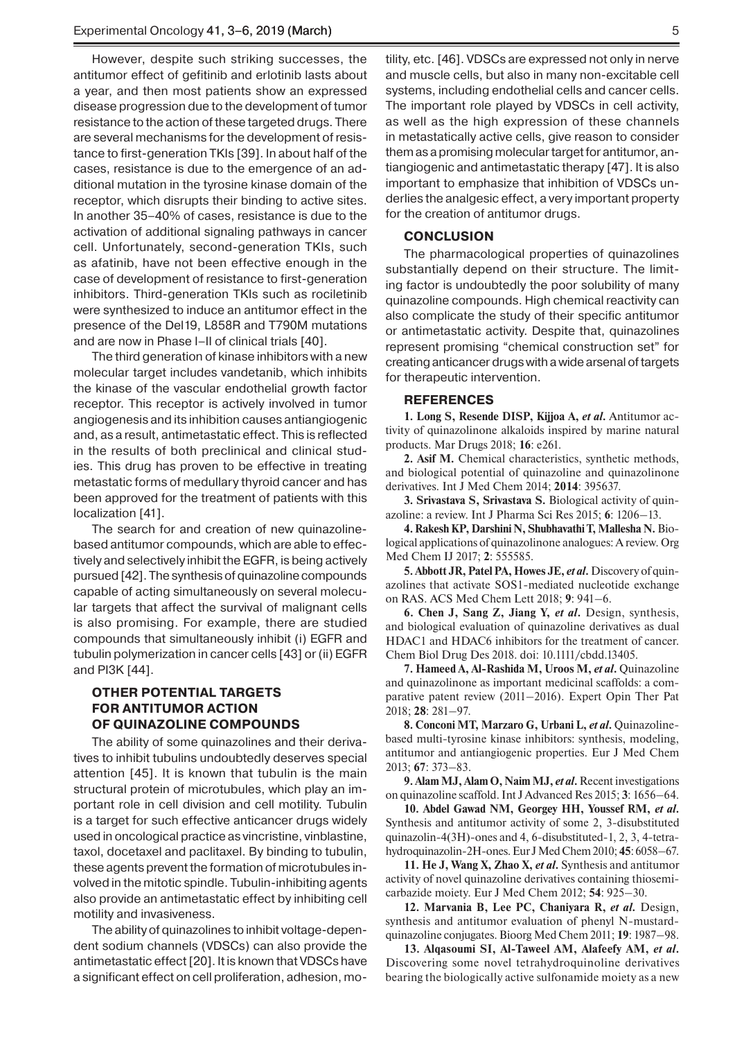However, despite such striking successes, the antitumor effect of gefitinib and erlotinib lasts about a year, and then most patients show an expressed disease progression due to the development of tumor resistance to the action of these targeted drugs. There are several mechanisms for the development of resistance to first-generation TKIs [39]. In about half of the cases, resistance is due to the emergence of an additional mutation in the tyrosine kinase domain of the receptor, which disrupts their binding to active sites. In another 35–40% of cases, resistance is due to the activation of additional signaling pathways in cancer cell. Unfortunately, second-generation TKIs, such as afatinib, have not been effective enough in the case of development of resistance to first-generation inhibitors. Third-generation TKIs such as rociletinib were synthesized to induce an antitumor effect in the presence of the Del19, L858R and T790M mutations and are now in Phase I–II of clinical trials [40].

The third generation of kinase inhibitors with a new molecular target includes vandetanib, which inhibits the kinase of the vascular endothelial growth factor receptor. This receptor is actively involved in tumor angiogenesis and its inhibition causes antiangiogenic and, as a result, antimetastatic effect. This is reflected in the results of both preclinical and clinical studies. This drug has proven to be effective in treating metastatic forms of medullary thyroid cancer and has been approved for the treatment of patients with this localization [41].

The search for and creation of new quinazoline-based antitumor compounds, which are able to effectively and selectively inhibit the EGFR, is being actively pursued [42]. The synthesis of quinazoline compounds capable of acting simultaneously on several molecular targets that affect the survival of malignant cells is also promising. For example, there are studied compounds that simultaneously inhibit (i) EGFR and tubulin polymerization in cancer cells [43] or (ii) EGFR and PI3K [44].

## OTHER POTENTIAL TARGETS FOR ANTITUMOR ACTION OF QUINAZOLINE COMPOUNDS

The ability of some quinazolines and their derivatives to inhibit tubulins undoubtedly deserves special attention [45]. It is known that tubulin is the main structural protein of microtubules, which play an important role in cell division and cell motility. Tubulin is a target for such effective anticancer drugs widely used in oncological practice as vincristine, vinblastine, taxol, docetaxel and paclitaxel. By binding to tubulin, these agents prevent the formation of microtubules involved in the mitotic spindle. Tubulin-inhibiting agents also provide an antimetastatic effect by inhibiting cell motility and invasiveness.

The ability of quinazolines to inhibit voltage-dependent sodium channels (VDSCs) can also provide the antimetastatic effect [20]. It is known that VDSCs have a significant effect on cell proliferation, adhesion, motility, etc. [46]. VDSCs are expressed not only in nerve and muscle cells, but also in many non-excitable cell systems, including endothelial cells and cancer cells. The important role played by VDSCs in cell activity, as well as the high expression of these channels in metastatically active cells, give reason to consider them as a promising molecular target for antitumor, antiangiogenic and antimetastatic therapy [47]. It is also important to emphasize that inhibition of VDSCs underlies the analgesic effect, a very important property for the creation of antitumor drugs.

## CONCLUSION

The pharmacological properties of quinazolines substantially depend on their structure. The limiting factor is undoubtedly the poor solubility of many quinazoline compounds. High chemical reactivity can also complicate the study of their specific antitumor or antimetastatic activity. Despite that, quinazolines represent promising "chemical construction set" for creating anticancer drugs with a wide arsenal of targets for therapeutic intervention.

## REFERENCES

**1. Long S, Resende DISP, Kijjoa A, *et al*.** Antitumor activity of quinazolinone alkaloids inspired by marine natural products. Mar Drugs 2018; **16**: e261.

**2. Asif M.** Chemical characteristics, synthetic methods, and biological potential of quinazoline and quinazolinone derivatives. Int J Med Chem 2014; **2014**: 395637.

**3. Srivastava S, Srivastava S.** Biological activity of quinazoline: a review. Int J Pharma Sci Res 2015; **6**: 1206–13.

**4. Rakesh KP, Darshini N, Shubhavathi T, Mallesha N.** Biological applications of quinazolinone analogues: A review. Org Med Chem IJ 2017; **2**: 555585.

**5. Abbott JR, Patel PA, Howes JE, *et al*.** Discovery of quinazolines that activate SOS1-mediated nucleotide exchange on RAS. ACS Med Chem Lett 2018; **9**: 941–6.

**6. Chen J, Sang Z, Jiang Y, *et al*.** Design, synthesis, and biological evaluation of quinazoline derivatives as dual HDAC1 and HDAC6 inhibitors for the treatment of cancer. Chem Biol Drug Des 2018. doi: 10.1111/cbdd.13405.

**7. Hameed A, Al-Rashida M, Uroos M, *et al*.** Quinazoline and quinazolinone as important medicinal scaffolds: a comparative patent review (2011–2016). Expert Opin Ther Pat 2018; **28**: 281–97.

**8. Conconi MT, Marzaro G, Urbani L, *et al*.** Quinazoline-based multi-tyrosine kinase inhibitors: synthesis, modeling, antitumor and antiangiogenic properties. Eur J Med Chem 2013; **67**: 373–83.

**9. Alam MJ, Alam O, Naim MJ, *et al*.** Recent investigations on quinazoline scaffold. Int J Advanced Res 2015; **3**: 1656–64.

**10. Abdel Gawad NM, Georgey HH, Youssef RM, *et al*.** Synthesis and antitumor activity of some 2, 3-disubstituted quinazolin-4(3H)-ones and 4, 6-disubstituted-1, 2, 3, 4-tetrahydroquinazolin-2H-ones. Eur J Med Chem 2010; **45**: 6058–67.

**11. He J, Wang X, Zhao X, *et al*.** Synthesis and antitumor activity of novel quinazoline derivatives containing thiosemicarbazide moiety. Eur J Med Chem 2012; **54**: 925–30.

**12. Marvania B, Lee PC, Chaniyara R, *et al*.** Design, synthesis and antitumor evaluation of phenyl N-mustard-quinazoline conjugates. Bioorg Med Chem 2011; **19**: 1987–98.

**13. Alqasoumi SI, Al-Taweel AM, Alafeefy AM, *et al*.** Discovering some novel tetrahydroquinoline derivatives bearing the biologically active sulfonamide moiety as a new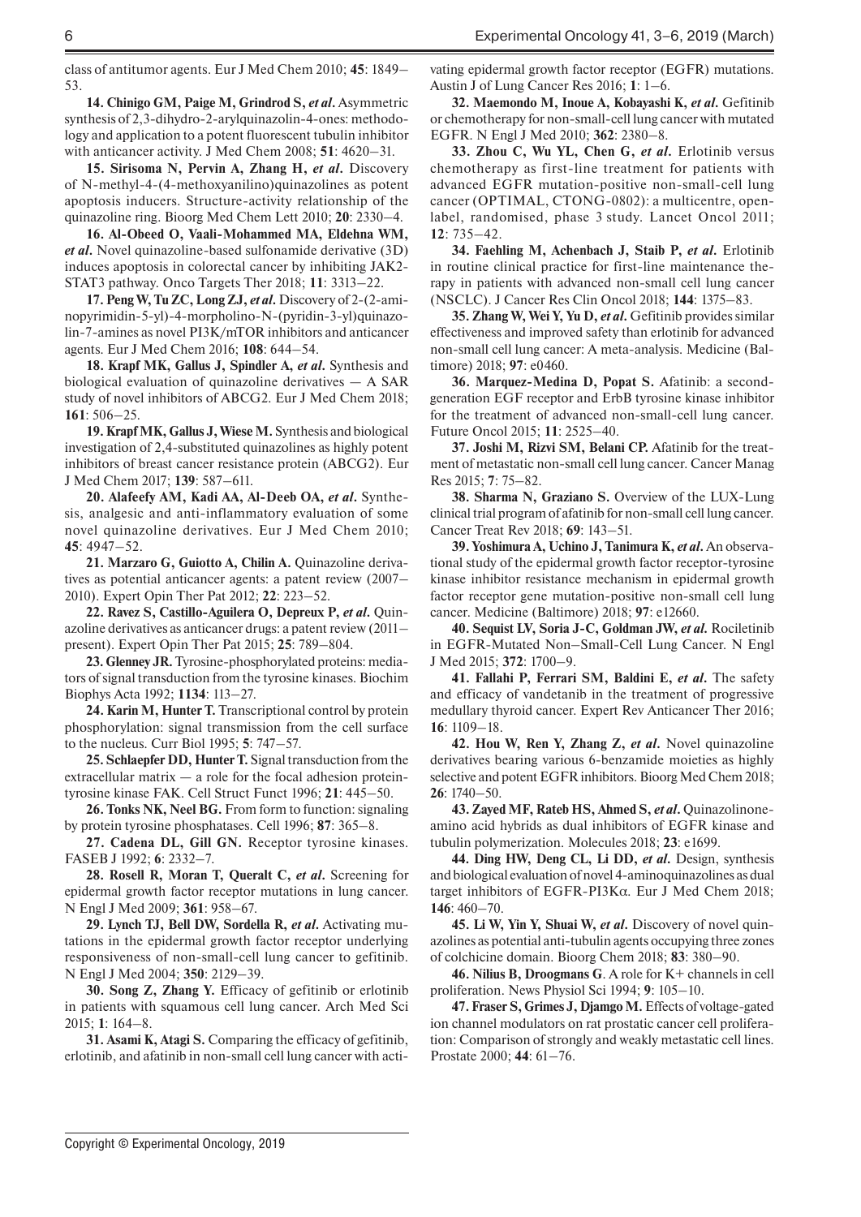class of antitumor agents. Eur J Med Chem 2010; **45**: 1849–53.

**14. Chinigo GM, Paige M, Grindrod S, *et al*.** Asymmetric synthesis of 2,3-dihydro-2-arylquinazolin-4-ones: methodology and application to a potent fluorescent tubulin inhibitor with anticancer activity. J Med Chem 2008; **51**: 4620–31.

**15. Sirisoma N, Pervin A, Zhang H, *et al*.** Discovery of N-methyl-4-(4-methoxyanilino)quinazolines as potent apoptosis inducers. Structure-activity relationship of the quinazoline ring. Bioorg Med Chem Lett 2010; **20**: 2330–4.

**16. Al-Obeed O, Vaali-Mohammed MA, Eldehna WM, *et al*.** Novel quinazoline-based sulfonamide derivative (3D) induces apoptosis in colorectal cancer by inhibiting JAK2-STAT3 pathway. Onco Targets Ther 2018; **11**: 3313–22.

**17. Peng W, Tu ZC, Long ZJ, *et al*.** Discovery of 2-(2-aminopyrimidin-5-yl)-4-morpholino-N-(pyridin-3-yl)quinazolin-7-amines as novel PI3K/mTOR inhibitors and anticancer agents. Eur J Med Chem 2016; **108**: 644–54.

**18. Krapf MK, Gallus J, Spindler A, *et al*.** Synthesis and biological evaluation of quinazoline derivatives — A SAR study of novel inhibitors of ABCG2. Eur J Med Chem 2018; **161**: 506–25.

**19. Krapf MK, Gallus J, Wiese M.** Synthesis and biological investigation of 2,4-substituted quinazolines as highly potent inhibitors of breast cancer resistance protein (ABCG2). Eur J Med Chem 2017; **139**: 587–611.

**20. Alafeefy AM, Kadi AA, Al-Deeb OA, *et al*.** Synthesis, analgesic and anti-inflammatory evaluation of some novel quinazoline derivatives. Eur J Med Chem 2010; **45**: 4947–52.

**21. Marzaro G, Guiotto A, Chilin A.** Quinazoline derivatives as potential anticancer agents: a patent review (2007–2010). Expert Opin Ther Pat 2012; **22**: 223–52.

**22. Ravez S, Castillo-Aguilera O, Depreux P, *et al*.** Quinazoline derivatives as anticancer drugs: a patent review (2011–present). Expert Opin Ther Pat 2015; **25**: 789–804.

**23. Glenney JR.** Tyrosine-phosphorylated proteins: mediators of signal transduction from the tyrosine kinases. Biochim Biophys Acta 1992; **1134**: 113–27.

**24. Karin M, Hunter T.** Transcriptional control by protein phosphorylation: signal transmission from the cell surface to the nucleus. Curr Biol 1995; **5**: 747–57.

**25. Schlaepfer DD, Hunter T.** Signal transduction from the extracellular matrix — a role for the focal adhesion protein-tyrosine kinase FAK. Cell Struct Funct 1996; **21**: 445–50.

**26. Tonks NK, Neel BG.** From form to function: signaling by protein tyrosine phosphatases. Cell 1996; **87**: 365–8.

**27. Cadena DL, Gill GN.** Receptor tyrosine kinases. FASEB J 1992; **6**: 2332–7.

**28. Rosell R, Moran T, Queralt C, *et al*.** Screening for epidermal growth factor receptor mutations in lung cancer. N Engl J Med 2009; **361**: 958–67.

**29. Lynch TJ, Bell DW, Sordella R, *et al*.** Activating mutations in the epidermal growth factor receptor underlying responsiveness of non-small-cell lung cancer to gefitinib. N Engl J Med 2004; **350**: 2129–39.

**30. Song Z, Zhang Y.** Efficacy of gefitinib or erlotinib in patients with squamous cell lung cancer. Arch Med Sci 2015; **1**: 164–8.

**31. Asami K, Atagi S.** Comparing the efficacy of gefitinib, erlotinib, and afatinib in non-small cell lung cancer with activating epidermal growth factor receptor (EGFR) mutations. Austin J of Lung Cancer Res 2016; **1**: 1–6.

**32. Maemondo M, Inoue A, Kobayashi K, *et al*.** Gefitinib or chemotherapy for non-small-cell lung cancer with mutated EGFR. N Engl J Med 2010; **362**: 2380–8.

**33. Zhou C, Wu YL, Chen G, *et al*.** Erlotinib versus chemotherapy as first-line treatment for patients with advanced EGFR mutation-positive non-small-cell lung cancer (OPTIMAL, CTONG-0802): a multicentre, open-label, randomised, phase 3 study. Lancet Oncol 2011; **12**: 735–42.

**34. Faehling M, Achenbach J, Staib P, *et al*.** Erlotinib in routine clinical practice for first-line maintenance therapy in patients with advanced non-small cell lung cancer (NSCLC). J Cancer Res Clin Oncol 2018; **144**: 1375–83.

**35. Zhang W, Wei Y, Yu D, *et al*.** Gefitinib provides similar effectiveness and improved safety than erlotinib for advanced non-small cell lung cancer: A meta-analysis. Medicine (Baltimore) 2018; **97**: e0460.

**36. Marquez-Medina D, Popat S.** Afatinib: a second-generation EGF receptor and ErbB tyrosine kinase inhibitor for the treatment of advanced non-small-cell lung cancer. Future Oncol 2015; **11**: 2525–40.

**37. Joshi M, Rizvi SM, Belani CP.** Afatinib for the treatment of metastatic non-small cell lung cancer. Cancer Manag Res 2015; **7**: 75–82.

**38. Sharma N, Graziano S.** Overview of the LUX-Lung clinical trial program of afatinib for non-small cell lung cancer. Cancer Treat Rev 2018; **69**: 143–51.

**39. Yoshimura A, Uchino J, Tanimura K, *et al*.** An observational study of the epidermal growth factor receptor-tyrosine kinase inhibitor resistance mechanism in epidermal growth factor receptor gene mutation-positive non-small cell lung cancer. Medicine (Baltimore) 2018; **97**: e12660.

**40. Sequist LV, Soria J-C, Goldman JW, *et al*.** Rociletinib in EGFR-Mutated Non–Small-Cell Lung Cancer. N Engl J Med 2015; **372**: 1700–9.

**41. Fallahi P, Ferrari SM, Baldini E, *et al*.** The safety and efficacy of vandetanib in the treatment of progressive medullary thyroid cancer. Expert Rev Anticancer Ther 2016; **16**: 1109–18.

**42. Hou W, Ren Y, Zhang Z, *et al*.** Novel quinazoline derivatives bearing various 6-benzamide moieties as highly selective and potent EGFR inhibitors. Bioorg Med Chem 2018; **26**: 1740–50.

**43. Zayed MF, Rateb HS, Ahmed S, *et al*.** Quinazolinone-amino acid hybrids as dual inhibitors of EGFR kinase and tubulin polymerization. Molecules 2018; **23**: e1699.

**44. Ding HW, Deng CL, Li DD, *et al*.** Design, synthesis and biological evaluation of novel 4-aminoquinazolines as dual target inhibitors of EGFR-PI3Kα. Eur J Med Chem 2018; **146**: 460–70.

**45. Li W, Yin Y, Shuai W, *et al*.** Discovery of novel quinazolines as potential anti-tubulin agents occupying three zones of colchicine domain. Bioorg Chem 2018; **83**: 380–90.

**46. Nilius B, Droogmans G.** A role for $K^+$ channels in cell proliferation. News Physiol Sci 1994; **9**: 105–10.

**47. Fraser S, Grimes J, Djamgo M.** Effects of voltage-gated ion channel modulators on rat prostatic cancer cell proliferation: Comparison of strongly and weakly metastatic cell lines. Prostate 2000; **44**: 61–76.